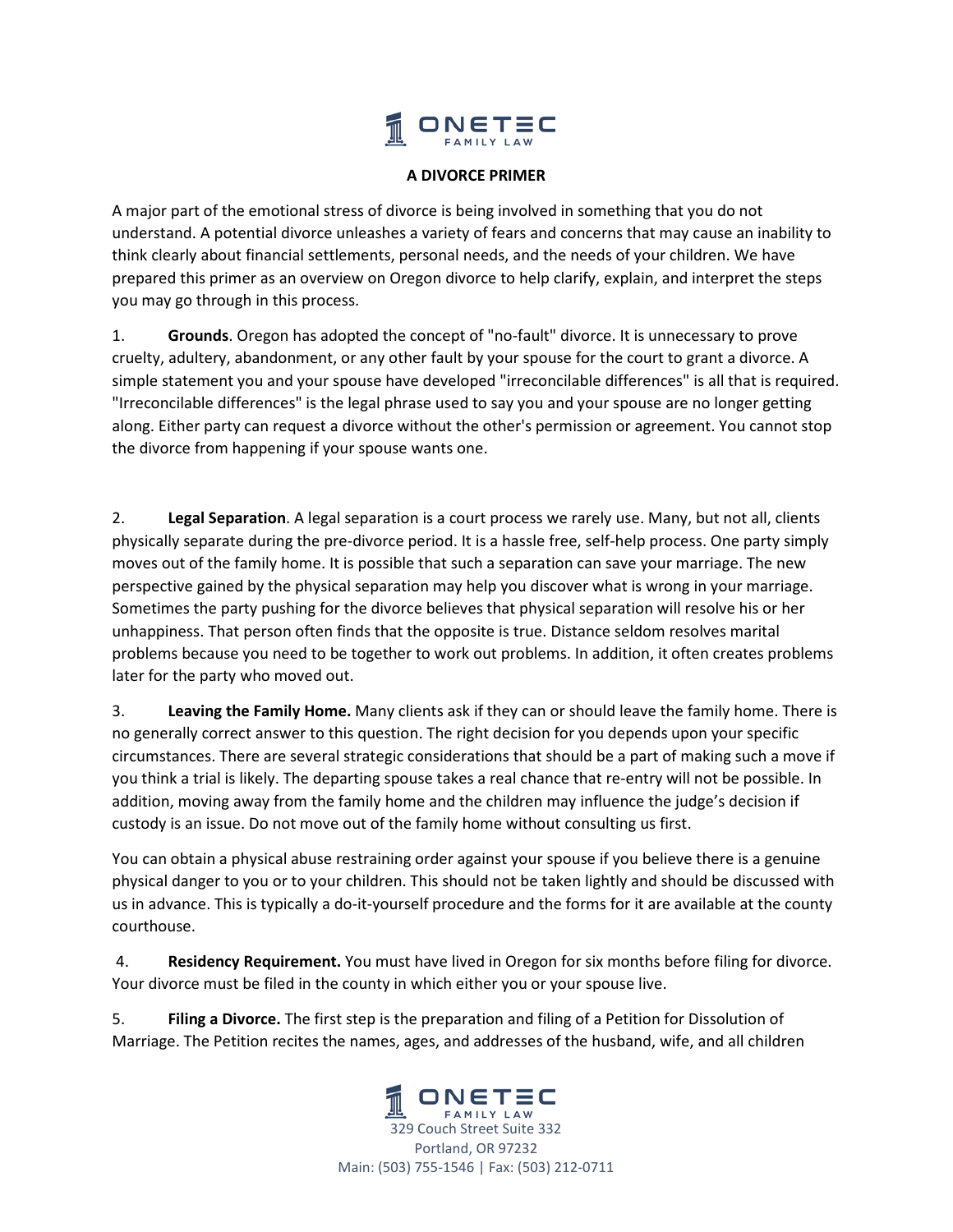# A DIVORCE PRIMER

A major part of the emotional stress of divorce is being involved in something that you do not understand. A potential divorce unleashes a variety of fears and concerns that may cause an inability to think clearly about financial settlements, personal needs, and the needs of your children. We have prepared this primer as an overview on Oregon divorce to help clarify, explain, and interpret the steps you may go through in this process.

1. **Grounds**. Oregon has adopted the concept of "no-fault" divorce. It is unnecessary to prove cruelty, adultery, abandonment, or any other fault by your spouse for the court to grant a divorce. A simple statement you and your spouse have developed "irreconcilable differences" is all that is required. "Irreconcilable differences" is the legal phrase used to say you and your spouse are no longer getting along. Either party can request a divorce without the other's permission or agreement. You cannot stop the divorce from happening if your spouse wants one.

2. **Legal Separation**. A legal separation is a court process we rarely use. Many, but not all, clients physically separate during the pre-divorce period. It is a hassle free, self-help process. One party simply moves out of the family home. It is possible that such a separation can save your marriage. The new perspective gained by the physical separation may help you discover what is wrong in your marriage. Sometimes the party pushing for the divorce believes that physical separation will resolve his or her unhappiness. That person often finds that the opposite is true. Distance seldom resolves marital problems because you need to be together to work out problems. In addition, it often creates problems later for the party who moved out.

3. **Leaving the Family Home.** Many clients ask if they can or should leave the family home. There is no generally correct answer to this question. The right decision for you depends upon your specific circumstances. There are several strategic considerations that should be a part of making such a move if you think a trial is likely. The departing spouse takes a real chance that re-entry will not be possible. In addition, moving away from the family home and the children may influence the judge's decision if custody is an issue. Do not move out of the family home without consulting us first.

You can obtain a physical abuse restraining order against your spouse if you believe there is a genuine physical danger to you or to your children. This should not be taken lightly and should be discussed with us in advance. This is typically a do-it-yourself procedure and the forms for it are available at the county courthouse.

4. **Residency Requirement.** You must have lived in Oregon for six months before filing for divorce. Your divorce must be filed in the county in which either you or your spouse live.

5. **Filing a Divorce.** The first step is the preparation and filing of a Petition for Dissolution of Marriage. The Petition recites the names, ages, and addresses of the husband, wife, and all children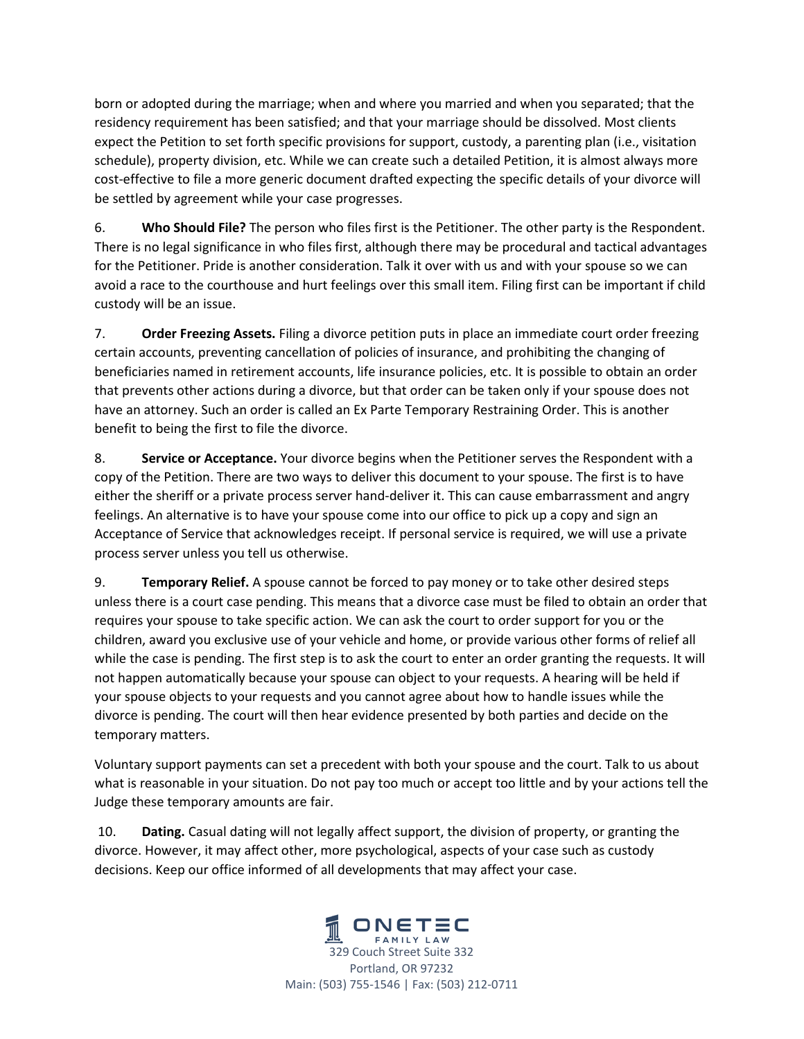born or adopted during the marriage; when and where you married and when you separated; that the residency requirement has been satisfied; and that your marriage should be dissolved. Most clients expect the Petition to set forth specific provisions for support, custody, a parenting plan (i.e., visitation schedule), property division, etc. While we can create such a detailed Petition, it is almost always more cost-effective to file a more generic document drafted expecting the specific details of your divorce will be settled by agreement while your case progresses.

6. **Who Should File?** The person who files first is the Petitioner. The other party is the Respondent. There is no legal significance in who files first, although there may be procedural and tactical advantages for the Petitioner. Pride is another consideration. Talk it over with us and with your spouse so we can avoid a race to the courthouse and hurt feelings over this small item. Filing first can be important if child custody will be an issue.

7. **Order Freezing Assets.** Filing a divorce petition puts in place an immediate court order freezing certain accounts, preventing cancellation of policies of insurance, and prohibiting the changing of beneficiaries named in retirement accounts, life insurance policies, etc. It is possible to obtain an order that prevents other actions during a divorce, but that order can be taken only if your spouse does not have an attorney. Such an order is called an Ex Parte Temporary Restraining Order. This is another benefit to being the first to file the divorce.

8. **Service or Acceptance.** Your divorce begins when the Petitioner serves the Respondent with a copy of the Petition. There are two ways to deliver this document to your spouse. The first is to have either the sheriff or a private process server hand-deliver it. This can cause embarrassment and angry feelings. An alternative is to have your spouse come into our office to pick up a copy and sign an Acceptance of Service that acknowledges receipt. If personal service is required, we will use a private process server unless you tell us otherwise.

9. **Temporary Relief.** A spouse cannot be forced to pay money or to take other desired steps unless there is a court case pending. This means that a divorce case must be filed to obtain an order that requires your spouse to take specific action. We can ask the court to order support for you or the children, award you exclusive use of your vehicle and home, or provide various other forms of relief all while the case is pending. The first step is to ask the court to enter an order granting the requests. It will not happen automatically because your spouse can object to your requests. A hearing will be held if your spouse objects to your requests and you cannot agree about how to handle issues while the divorce is pending. The court will then hear evidence presented by both parties and decide on the temporary matters.

Voluntary support payments can set a precedent with both your spouse and the court. Talk to us about what is reasonable in your situation. Do not pay too much or accept too little and by your actions tell the Judge these temporary amounts are fair.

10. **Dating.** Casual dating will not legally affect support, the division of property, or granting the divorce. However, it may affect other, more psychological, aspects of your case such as custody decisions. Keep our office informed of all developments that may affect your case.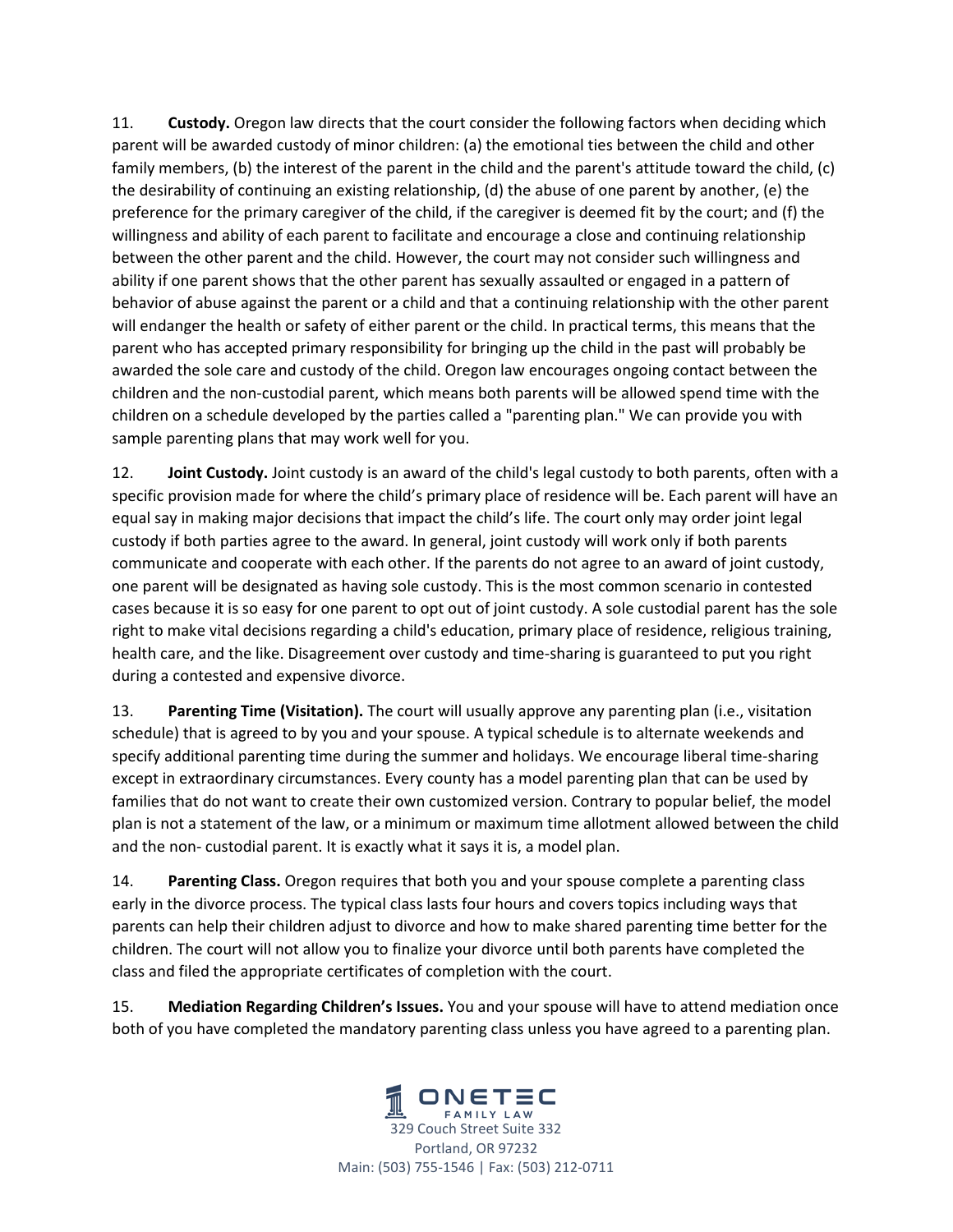11. **Custody.** Oregon law directs that the court consider the following factors when deciding which parent will be awarded custody of minor children: (a) the emotional ties between the child and other family members, (b) the interest of the parent in the child and the parent's attitude toward the child, (c) the desirability of continuing an existing relationship, (d) the abuse of one parent by another, (e) the preference for the primary caregiver of the child, if the caregiver is deemed fit by the court; and (f) the willingness and ability of each parent to facilitate and encourage a close and continuing relationship between the other parent and the child. However, the court may not consider such willingness and ability if one parent shows that the other parent has sexually assaulted or engaged in a pattern of behavior of abuse against the parent or a child and that a continuing relationship with the other parent will endanger the health or safety of either parent or the child. In practical terms, this means that the parent who has accepted primary responsibility for bringing up the child in the past will probably be awarded the sole care and custody of the child. Oregon law encourages ongoing contact between the children and the non-custodial parent, which means both parents will be allowed spend time with the children on a schedule developed by the parties called a "parenting plan." We can provide you with sample parenting plans that may work well for you.

12. **Joint Custody.** Joint custody is an award of the child's legal custody to both parents, often with a specific provision made for where the child's primary place of residence will be. Each parent will have an equal say in making major decisions that impact the child's life. The court only may order joint legal custody if both parties agree to the award. In general, joint custody will work only if both parents communicate and cooperate with each other. If the parents do not agree to an award of joint custody, one parent will be designated as having sole custody. This is the most common scenario in contested cases because it is so easy for one parent to opt out of joint custody. A sole custodial parent has the sole right to make vital decisions regarding a child's education, primary place of residence, religious training, health care, and the like. Disagreement over custody and time-sharing is guaranteed to put you right during a contested and expensive divorce.

13. **Parenting Time (Visitation).** The court will usually approve any parenting plan (i.e., visitation schedule) that is agreed to by you and your spouse. A typical schedule is to alternate weekends and specify additional parenting time during the summer and holidays. We encourage liberal time-sharing except in extraordinary circumstances. Every county has a model parenting plan that can be used by families that do not want to create their own customized version. Contrary to popular belief, the model plan is not a statement of the law, or a minimum or maximum time allotment allowed between the child and the non- custodial parent. It is exactly what it says it is, a model plan.

14. **Parenting Class.** Oregon requires that both you and your spouse complete a parenting class early in the divorce process. The typical class lasts four hours and covers topics including ways that parents can help their children adjust to divorce and how to make shared parenting time better for the children. The court will not allow you to finalize your divorce until both parents have completed the class and filed the appropriate certificates of completion with the court.

15. **Mediation Regarding Children's Issues.** You and your spouse will have to attend mediation once both of you have completed the mandatory parenting class unless you have agreed to a parenting plan.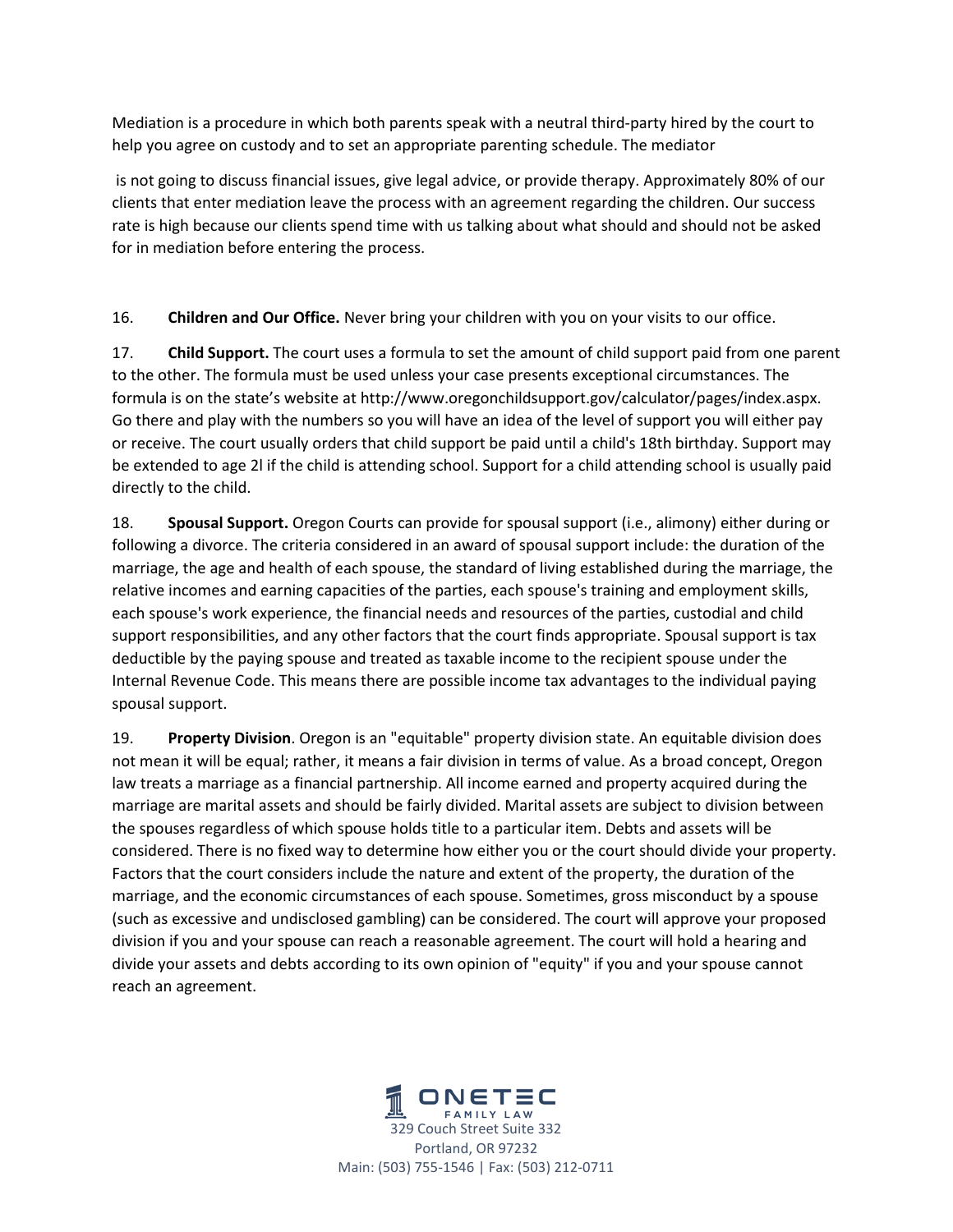Mediation is a procedure in which both parents speak with a neutral third-party hired by the court to help you agree on custody and to set an appropriate parenting schedule. The mediator

is not going to discuss financial issues, give legal advice, or provide therapy. Approximately 80% of our clients that enter mediation leave the process with an agreement regarding the children. Our success rate is high because our clients spend time with us talking about what should and should not be asked for in mediation before entering the process.

16. **Children and Our Office.** Never bring your children with you on your visits to our office.

17. **Child Support.** The court uses a formula to set the amount of child support paid from one parent to the other. The formula must be used unless your case presents exceptional circumstances. The formula is on the state's website at http://www.oregonchildsupport.gov/calculator/pages/index.aspx. Go there and play with the numbers so you will have an idea of the level of support you will either pay or receive. The court usually orders that child support be paid until a child's 18th birthday. Support may be extended to age 2l if the child is attending school. Support for a child attending school is usually paid directly to the child.

18. **Spousal Support.** Oregon Courts can provide for spousal support (i.e., alimony) either during or following a divorce. The criteria considered in an award of spousal support include: the duration of the marriage, the age and health of each spouse, the standard of living established during the marriage, the relative incomes and earning capacities of the parties, each spouse's training and employment skills, each spouse's work experience, the financial needs and resources of the parties, custodial and child support responsibilities, and any other factors that the court finds appropriate. Spousal support is tax deductible by the paying spouse and treated as taxable income to the recipient spouse under the Internal Revenue Code. This means there are possible income tax advantages to the individual paying spousal support.

19. **Property Division**. Oregon is an "equitable" property division state. An equitable division does not mean it will be equal; rather, it means a fair division in terms of value. As a broad concept, Oregon law treats a marriage as a financial partnership. All income earned and property acquired during the marriage are marital assets and should be fairly divided. Marital assets are subject to division between the spouses regardless of which spouse holds title to a particular item. Debts and assets will be considered. There is no fixed way to determine how either you or the court should divide your property. Factors that the court considers include the nature and extent of the property, the duration of the marriage, and the economic circumstances of each spouse. Sometimes, gross misconduct by a spouse (such as excessive and undisclosed gambling) can be considered. The court will approve your proposed division if you and your spouse can reach a reasonable agreement. The court will hold a hearing and divide your assets and debts according to its own opinion of "equity" if you and your spouse cannot reach an agreement.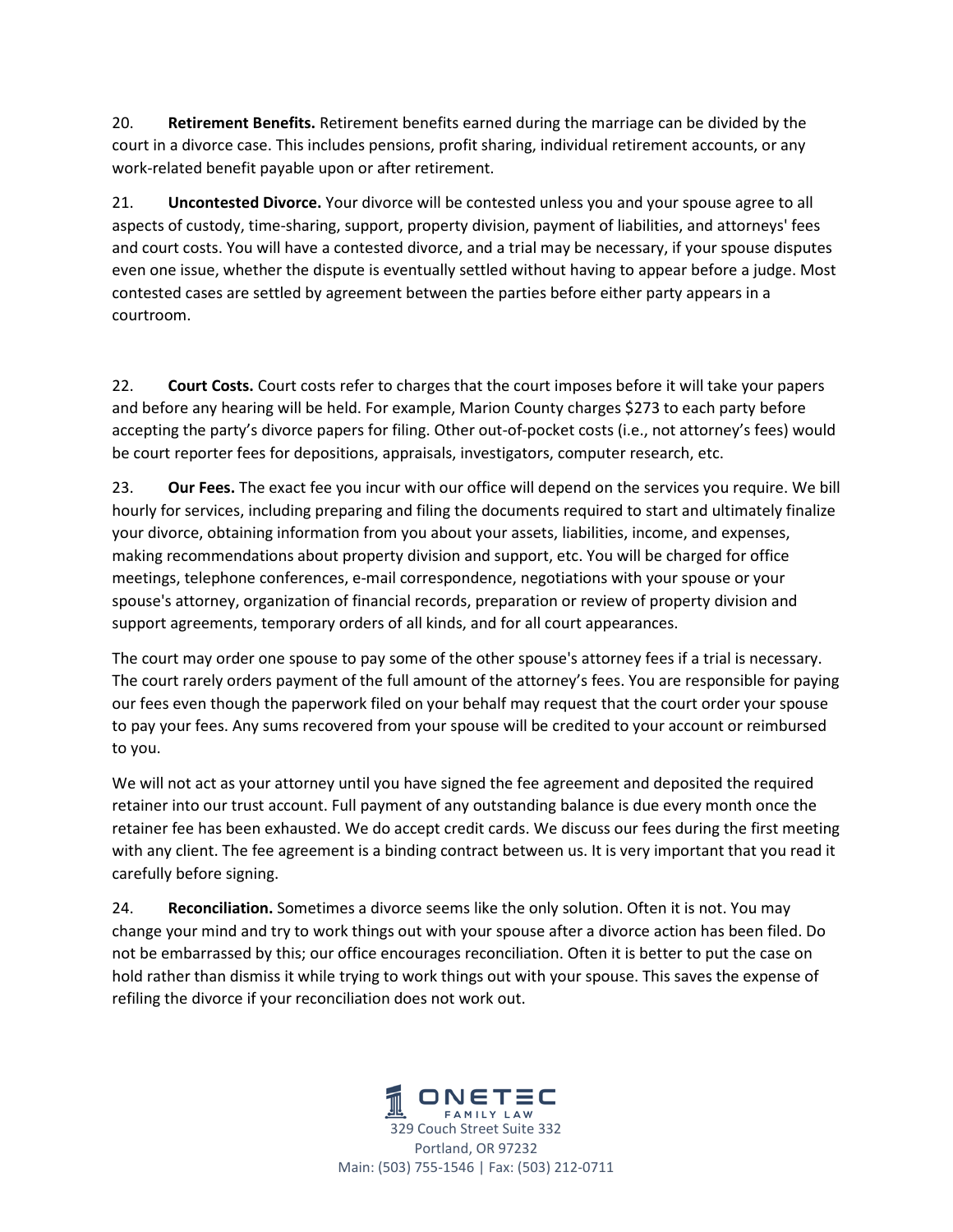20. **Retirement Benefits.** Retirement benefits earned during the marriage can be divided by the court in a divorce case. This includes pensions, profit sharing, individual retirement accounts, or any work-related benefit payable upon or after retirement.

21. **Uncontested Divorce.** Your divorce will be contested unless you and your spouse agree to all aspects of custody, time-sharing, support, property division, payment of liabilities, and attorneys' fees and court costs. You will have a contested divorce, and a trial may be necessary, if your spouse disputes even one issue, whether the dispute is eventually settled without having to appear before a judge. Most contested cases are settled by agreement between the parties before either party appears in a courtroom.

22. **Court Costs.** Court costs refer to charges that the court imposes before it will take your papers and before any hearing will be held. For example, Marion County charges $273 to each party before accepting the party's divorce papers for filing. Other out-of-pocket costs (i.e., not attorney's fees) would be court reporter fees for depositions, appraisals, investigators, computer research, etc.

23. **Our Fees.** The exact fee you incur with our office will depend on the services you require. We bill hourly for services, including preparing and filing the documents required to start and ultimately finalize your divorce, obtaining information from you about your assets, liabilities, income, and expenses, making recommendations about property division and support, etc. You will be charged for office meetings, telephone conferences, e-mail correspondence, negotiations with your spouse or your spouse's attorney, organization of financial records, preparation or review of property division and support agreements, temporary orders of all kinds, and for all court appearances.

The court may order one spouse to pay some of the other spouse's attorney fees if a trial is necessary. The court rarely orders payment of the full amount of the attorney's fees. You are responsible for paying our fees even though the paperwork filed on your behalf may request that the court order your spouse to pay your fees. Any sums recovered from your spouse will be credited to your account or reimbursed to you.

We will not act as your attorney until you have signed the fee agreement and deposited the required retainer into our trust account. Full payment of any outstanding balance is due every month once the retainer fee has been exhausted. We do accept credit cards. We discuss our fees during the first meeting with any client. The fee agreement is a binding contract between us. It is very important that you read it carefully before signing.

24. **Reconciliation.** Sometimes a divorce seems like the only solution. Often it is not. You may change your mind and try to work things out with your spouse after a divorce action has been filed. Do not be embarrassed by this; our office encourages reconciliation. Often it is better to put the case on hold rather than dismiss it while trying to work things out with your spouse. This saves the expense of refiling the divorce if your reconciliation does not work out.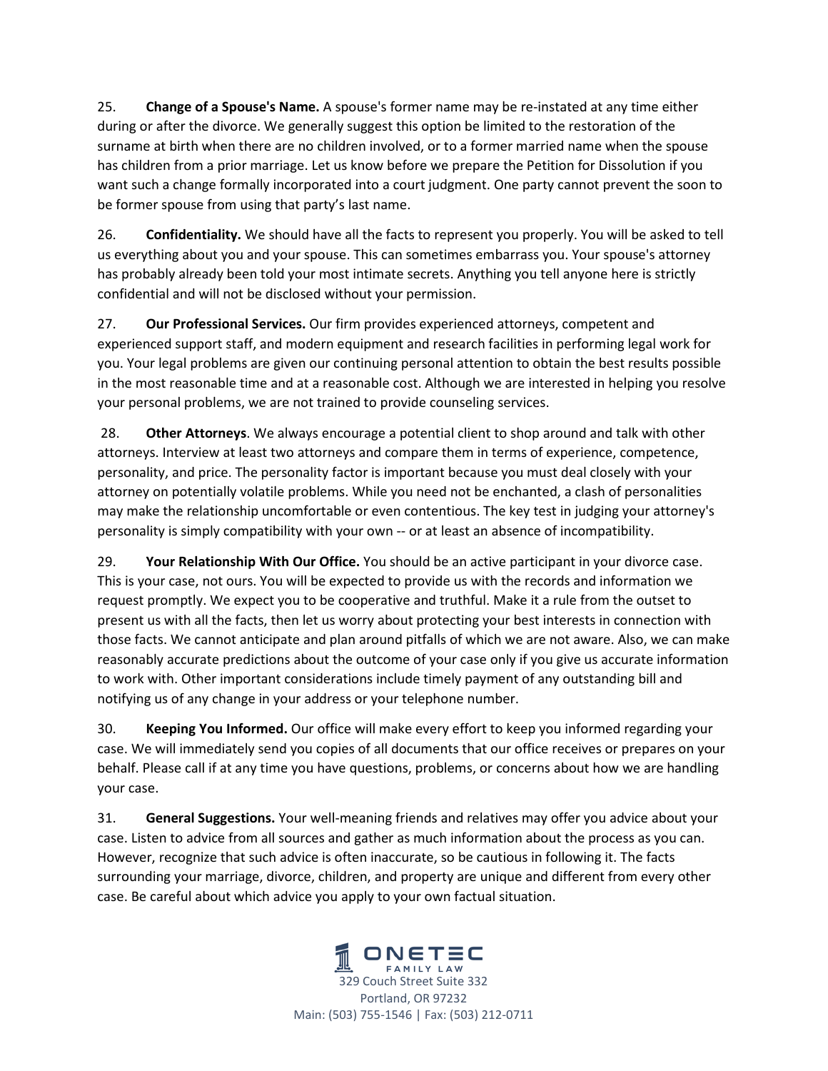25. **Change of a Spouse's Name.** A spouse's former name may be re-instated at any time either during or after the divorce. We generally suggest this option be limited to the restoration of the surname at birth when there are no children involved, or to a former married name when the spouse has children from a prior marriage. Let us know before we prepare the Petition for Dissolution if you want such a change formally incorporated into a court judgment. One party cannot prevent the soon to be former spouse from using that party's last name.

26. **Confidentiality.** We should have all the facts to represent you properly. You will be asked to tell us everything about you and your spouse. This can sometimes embarrass you. Your spouse's attorney has probably already been told your most intimate secrets. Anything you tell anyone here is strictly confidential and will not be disclosed without your permission.

27. **Our Professional Services.** Our firm provides experienced attorneys, competent and experienced support staff, and modern equipment and research facilities in performing legal work for you. Your legal problems are given our continuing personal attention to obtain the best results possible in the most reasonable time and at a reasonable cost. Although we are interested in helping you resolve your personal problems, we are not trained to provide counseling services.

28. **Other Attorneys**. We always encourage a potential client to shop around and talk with other attorneys. Interview at least two attorneys and compare them in terms of experience, competence, personality, and price. The personality factor is important because you must deal closely with your attorney on potentially volatile problems. While you need not be enchanted, a clash of personalities may make the relationship uncomfortable or even contentious. The key test in judging your attorney's personality is simply compatibility with your own -- or at least an absence of incompatibility.

29. **Your Relationship With Our Office.** You should be an active participant in your divorce case. This is your case, not ours. You will be expected to provide us with the records and information we request promptly. We expect you to be cooperative and truthful. Make it a rule from the outset to present us with all the facts, then let us worry about protecting your best interests in connection with those facts. We cannot anticipate and plan around pitfalls of which we are not aware. Also, we can make reasonably accurate predictions about the outcome of your case only if you give us accurate information to work with. Other important considerations include timely payment of any outstanding bill and notifying us of any change in your address or your telephone number.

30. **Keeping You Informed.** Our office will make every effort to keep you informed regarding your case. We will immediately send you copies of all documents that our office receives or prepares on your behalf. Please call if at any time you have questions, problems, or concerns about how we are handling your case.

31. **General Suggestions.** Your well-meaning friends and relatives may offer you advice about your case. Listen to advice from all sources and gather as much information about the process as you can. However, recognize that such advice is often inaccurate, so be cautious in following it. The facts surrounding your marriage, divorce, children, and property are unique and different from every other case. Be careful about which advice you apply to your own factual situation.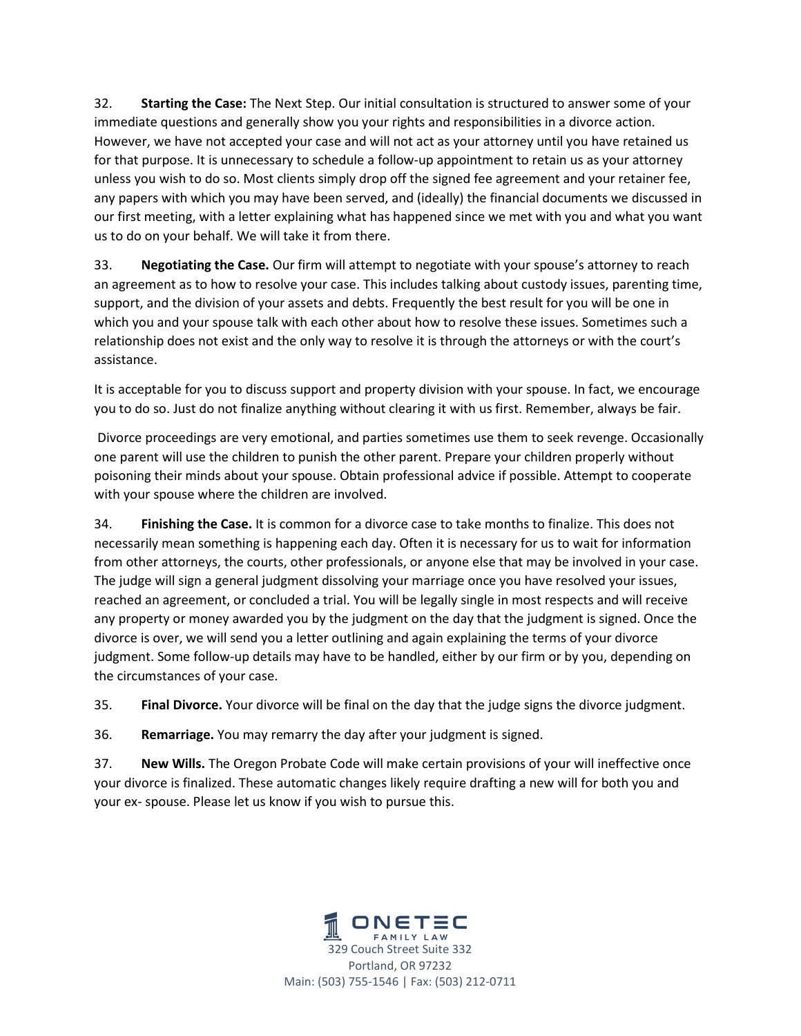32. **Starting the Case:** The Next Step. Our initial consultation is structured to answer some of your immediate questions and generally show you your rights and responsibilities in a divorce action. However, we have not accepted your case and will not act as your attorney until you have retained us for that purpose. It is unnecessary to schedule a follow-up appointment to retain us as your attorney unless you wish to do so. Most clients simply drop off the signed fee agreement and your retainer fee, any papers with which you may have been served, and (ideally) the financial documents we discussed in our first meeting, with a letter explaining what has happened since we met with you and what you want us to do on your behalf. We will take it from there.

33. **Negotiating the Case.** Our firm will attempt to negotiate with your spouse's attorney to reach an agreement as to how to resolve your case. This includes talking about custody issues, parenting time, support, and the division of your assets and debts. Frequently the best result for you will be one in which you and your spouse talk with each other about how to resolve these issues. Sometimes such a relationship does not exist and the only way to resolve it is through the attorneys or with the court's assistance.

It is acceptable for you to discuss support and property division with your spouse. In fact, we encourage you to do so. Just do not finalize anything without clearing it with us first. Remember, always be fair.

Divorce proceedings are very emotional, and parties sometimes use them to seek revenge. Occasionally one parent will use the children to punish the other parent. Prepare your children properly without poisoning their minds about your spouse. Obtain professional advice if possible. Attempt to cooperate with your spouse where the children are involved.

34. **Finishing the Case.** It is common for a divorce case to take months to finalize. This does not necessarily mean something is happening each day. Often it is necessary for us to wait for information from other attorneys, the courts, other professionals, or anyone else that may be involved in your case. The judge will sign a general judgment dissolving your marriage once you have resolved your issues, reached an agreement, or concluded a trial. You will be legally single in most respects and will receive any property or money awarded you by the judgment on the day that the judgment is signed. Once the divorce is over, we will send you a letter outlining and again explaining the terms of your divorce judgment. Some follow-up details may have to be handled, either by our firm or by you, depending on the circumstances of your case.

35. **Final Divorce.** Your divorce will be final on the day that the judge signs the divorce judgment.

36. **Remarriage.** You may remarry the day after your judgment is signed.

37. **New Wills.** The Oregon Probate Code will make certain provisions of your will ineffective once your divorce is finalized. These automatic changes likely require drafting a new will for both you and your ex- spouse. Please let us know if you wish to pursue this.

ONETEC FAMILY LAW
329 Couch Street Suite 332
Portland, OR 97232
Main: (503) 755-1546 | Fax: (503) 212-0711